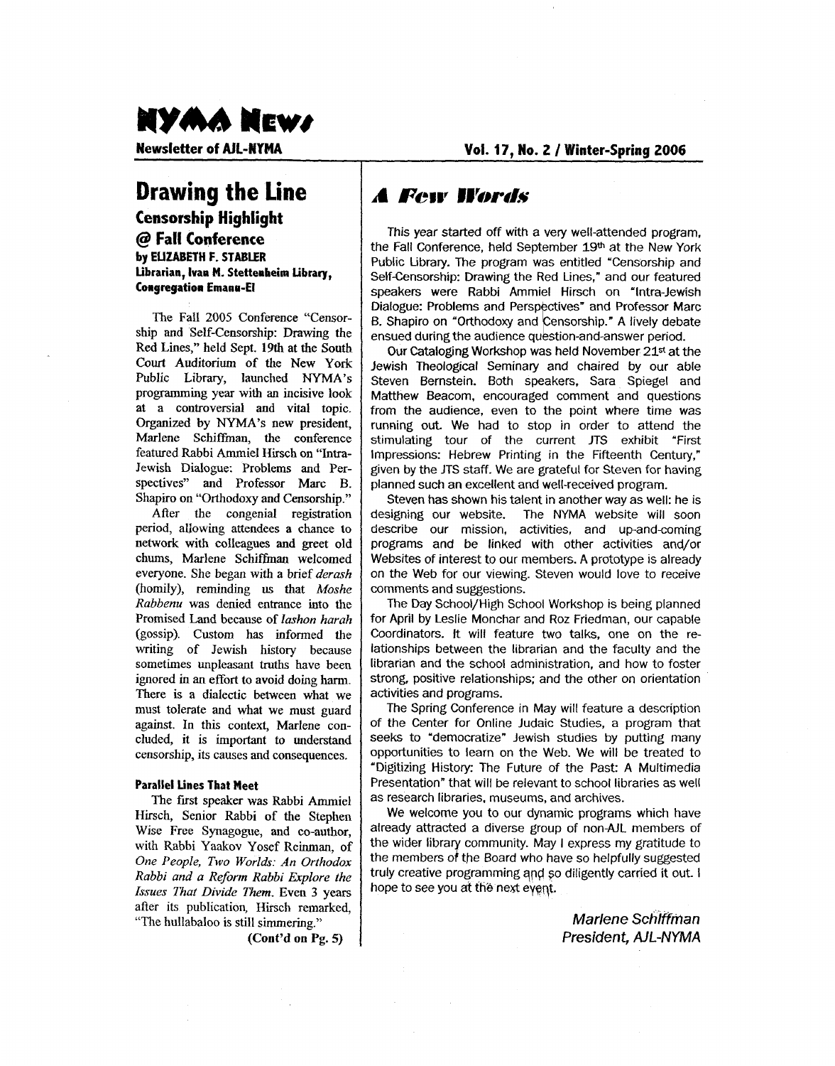# NYMA News

**Newsletter of AJL-NYMA** — **Vol. 17, No. 2 / Winter-Spring 2006**

## Drawing the Line

### Censorship Highlight @ Fall Conference

**by ELIZABETH F. STABLER**
**Librarian, Ivan M. Stettenheim Library, Congregation Emanu-El**

The Fall 2005 Conference "Censorship and Self-Censorship: Drawing the Red Lines," held Sept. 19th at the South Court Auditorium of the New York Public Library, launched NYMA's programming year with an incisive look at a controversial and vital topic. Organized by NYMA's new president, Marlene Schiffman, the conference featured Rabbi Ammiel Hirsch on "Intra-Jewish Dialogue: Problems and Perspectives" and Professor Marc B. Shapiro on "Orthodoxy and Censorship."

After the congenial registration period, allowing attendees a chance to network with colleagues and greet old chums, Marlene Schiffman welcomed everyone. She began with a brief *derash* (homily), reminding us that *Moshe Rabbenu* was denied entrance into the Promised Land because of *lashon harah* (gossip). Custom has informed the writing of Jewish history because sometimes unpleasant truths have been ignored in an effort to avoid doing harm. There is a dialectic between what we must tolerate and what we must guard against. In this context, Marlene concluded, it is important to understand censorship, its causes and consequences.

#### Parallel Lines That Meet

The first speaker was Rabbi Ammiel Hirsch, Senior Rabbi of the Stephen Wise Free Synagogue, and co-author, with Rabbi Yaakov Yosef Reinman, of *One People, Two Worlds: An Orthodox Rabbi and a Reform Rabbi Explore the Issues That Divide Them*. Even 3 years after its publication, Hirsch remarked, "The hullabaloo is still simmering."

**(Cont'd on Pg. 5)**

## *A Few Words*

This year started off with a very well-attended program, the Fall Conference, held September 19th at the New York Public Library. The program was entitled "Censorship and Self-Censorship: Drawing the Red Lines," and our featured speakers were Rabbi Ammiel Hirsch on "Intra-Jewish Dialogue: Problems and Perspectives" and Professor Marc B. Shapiro on "Orthodoxy and Censorship." A lively debate ensued during the audience question-and-answer period.

Our Cataloging Workshop was held November 21st at the Jewish Theological Seminary and chaired by our able Steven Bernstein. Both speakers, Sara Spiegel and Matthew Beacom, encouraged comment and questions from the audience, even to the point where time was running out. We had to stop in order to attend the stimulating tour of the current JTS exhibit "First Impressions: Hebrew Printing in the Fifteenth Century," given by the JTS staff. We are grateful for Steven for having planned such an excellent and well-received program.

Steven has shown his talent in another way as well: he is designing our website. The NYMA website will soon describe our mission, activities, and up-and-coming programs and be linked with other activities and/or Websites of interest to our members. A prototype is already on the Web for our viewing. Steven would love to receive comments and suggestions.

The Day School/High School Workshop is being planned for April by Leslie Monchar and Roz Friedman, our capable Coordinators. It will feature two talks, one on the relationships between the librarian and the faculty and the librarian and the school administration, and how to foster strong, positive relationships; and the other on orientation activities and programs.

The Spring Conference in May will feature a description of the Center for Online Judaic Studies, a program that seeks to "democratize" Jewish studies by putting many opportunities to learn on the Web. We will be treated to "Digitizing History: The Future of the Past: A Multimedia Presentation" that will be relevant to school libraries as well as research libraries, museums, and archives.

We welcome you to our dynamic programs which have already attracted a diverse group of non-AJL members of the wider library community. May I express my gratitude to the members of the Board who have so helpfully suggested truly creative programming and so diligently carried it out. I hope to see you at the next event.

*Marlene Schiffman*
*President, AJL-NYMA*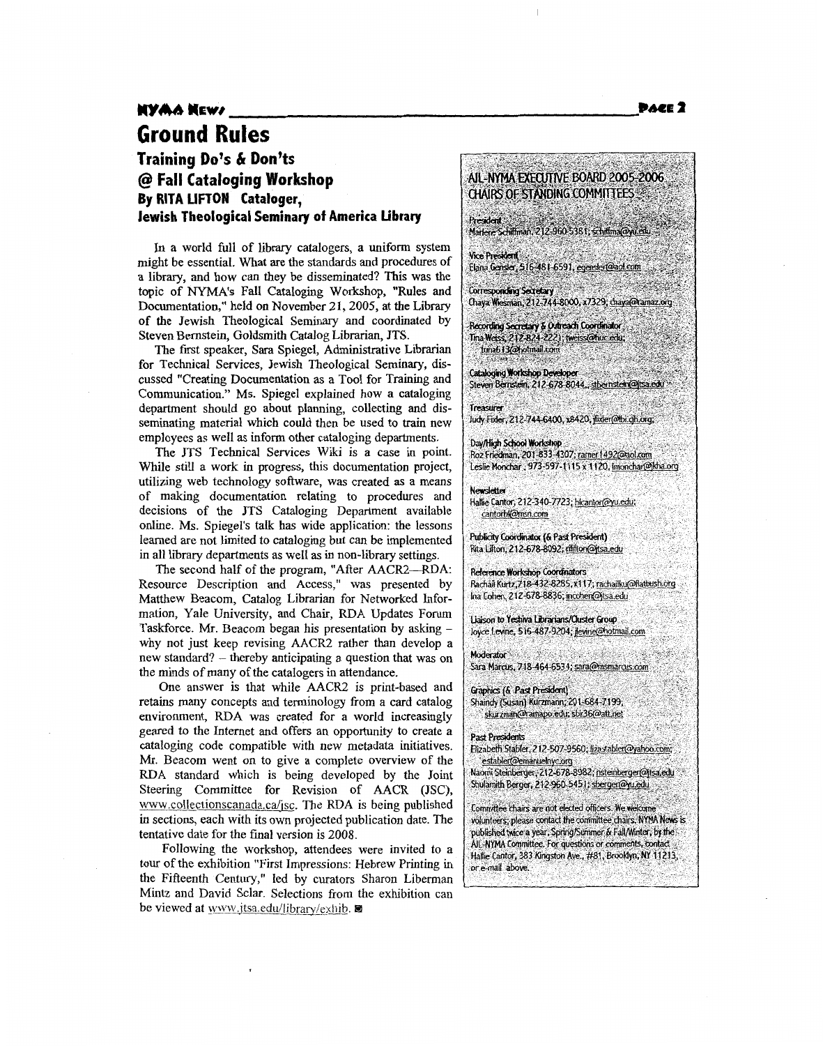# Ground Rules

## Training Do's & Don'ts @ Fall Cataloging Workshop

### By RITA LIFTON Cataloger, Jewish Theological Seminary of America Library

In a world full of library catalogers, a uniform system might be essential. What are the standards and procedures of a library, and how can they be disseminated? This was the topic of NYMA's Fall Cataloging Workshop, "Rules and Documentation," held on November 21, 2005, at the Library of the Jewish Theological Seminary and coordinated by Steven Bernstein, Goldsmith Catalog Librarian, JTS.

The first speaker, Sara Spiegel, Administrative Librarian for Technical Services, Jewish Theological Seminary, discussed "Creating Documentation as a Tool for Training and Communication." Ms. Spiegel explained how a cataloging department should go about planning, collecting and disseminating material which could then be used to train new employees as well as inform other cataloging departments.

The JTS Technical Services Wiki is a case in point. While still a work in progress, this documentation project, utilizing web technology software, was created as a means of making documentation relating to procedures and decisions of the JTS Cataloging Department available online. Ms. Spiegel's talk has wide application: the lessons learned are not limited to cataloging but can be implemented in all library departments as well as in non-library settings.

The second half of the program, "After AACR2—RDA: Resource Description and Access," was presented by Matthew Beacom, Catalog Librarian for Networked Information, Yale University, and Chair, RDA Updates Forum Taskforce. Mr. Beacom began his presentation by asking – why not just keep revising AACR2 rather than develop a new standard? – thereby anticipating a question that was on the minds of many of the catalogers in attendance.

One answer is that while AACR2 is print-based and retains many concepts and terminology from a card catalog environment, RDA was created for a world increasingly geared to the Internet and offers an opportunity to create a cataloging code compatible with new metadata initiatives. Mr. Beacom went on to give a complete overview of the RDA standard which is being developed by the Joint Steering Committee for Revision of AACR (JSC), www.collectionscanada.ca/jsc. The RDA is being published in sections, each with its own projected publication date. The tentative date for the final version is 2008.

Following the workshop, attendees were invited to a tour of the exhibition "First Impressions: Hebrew Printing in the Fifteenth Century," led by curators Sharon Liberman Mintz and David Sclar. Selections from the exhibition can be viewed at www.jtsa.edu/library/exhib. ■

---

**AJL-NYMA EXECUTIVE BOARD 2005-2006 CHAIRS OF STANDING COMMITTEES**

**President**
Marlene Schiffman, 212-960-5381; schiffma@yu.edu

**Vice President**
Elana Gensler, 516-481-6591, egensler@aol.com

**Corresponding Secretary**
Chaya Wiesman, 212-744-8000, x7329; chaya@ramaz.org

**Recording Secretary & Outreach Coordinator**
Tina Weiss, 212-824-2221; tweiss@huc.edu; tunab13@hotmail.com

**Cataloging Workshop Developer**
Steven Bernstein, 212-678-8044, stbernstein@jtsa.edu

**Treasurer**
Judy Fixler, 212-744-6400, x8420, jfixler@tbi.gh.org;

**Day/High School Workshop**
Roz Friedman, 201-833-4307; ramer1492@aol.com
Leslie Monchar, 973-597-1115 x 1120, lmonchar@jkha.org

**Newsletter**
Hallie Cantor, 212-340-7723; hlcantor@yu.edu; cantorhl@msn.com

**Publicity Coordinator (& Past President)**
Rita Lifton, 212-678-8092; rilifton@jtsa.edu

**Reference Workshop Coordinators**
Rachail Kurtz, 718-432-8285, x117; rachailku@flatbush.org
Ina Cohen, 212-678-8836; incohen@jtsa.edu

**Liaison to Yeshiva Librarians/Cluster Group**
Joyce Levine, 516-487-9204; jlevine@hotmail.com

**Moderator**
Sara Marcus, 718-464-6534; sara@msmarcus.com

**Graphics (& Past President)**
Shaindy (Susan) Kurzmann, 201-684-7199; skurzman@ramapo.edu; sbr36@att.net

**Past Presidents**
Elizabeth Stabler, 212-507-9560; lizastabler@yahoo.com; establer@emanuelnyc.org
Naomi Steinberger, 212-678-8982; nsteinberger@jtsa.edu
Shulamith Berger, 212-960-5451; sberger@yu.edu

Committee chairs are not elected officers. We welcome volunteers; please contact the committee chairs. NYMA News is published twice a year, Spring/Summer & Fall/Winter, by the AJL-NYMA Committee. For questions or comments, contact Hallie Cantor, 383 Kingston Ave., #81, Brooklyn, NY 11213, or e-mail above.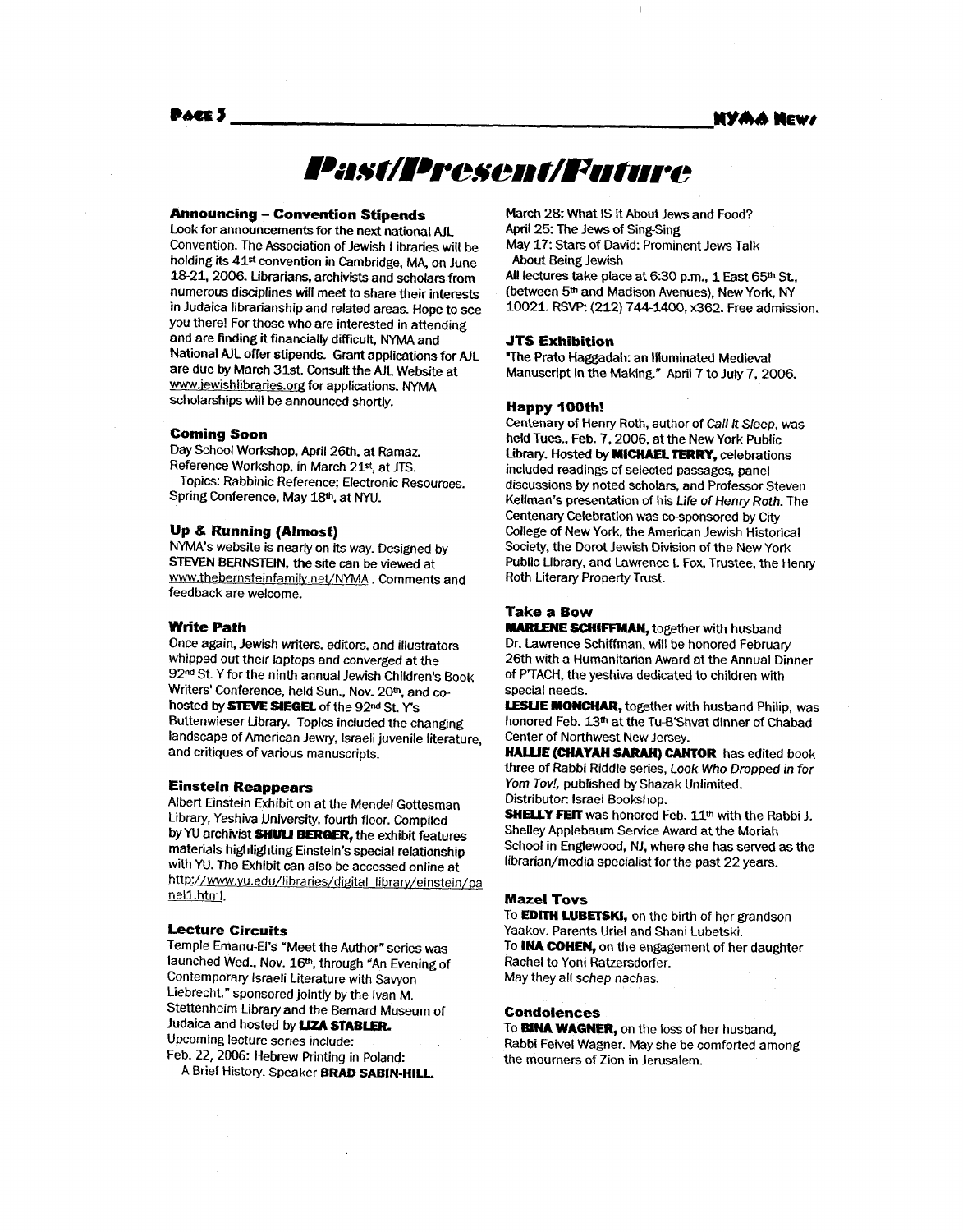# Past/Present/Future

### Announcing – Convention Stipends

Look for announcements for the next national AJL Convention. The Association of Jewish Libraries will be holding its 41st convention in Cambridge, MA, on June 18-21, 2006. Librarians, archivists and scholars from numerous disciplines will meet to share their interests in Judaica librarianship and related areas. Hope to see you there! For those who are interested in attending and are finding it financially difficult, NYMA and National AJL offer stipends. Grant applications for AJL are due by March 31st. Consult the AJL Website at www.jewishlibraries.org for applications. NYMA scholarships will be announced shortly.

### Coming Soon

Day School Workshop, April 26th, at Ramaz.
Reference Workshop, in March 21st, at JTS.
Topics: Rabbinic Reference; Electronic Resources.
Spring Conference, May 18th, at NYU.

### Up & Running (Almost)

NYMA's website is nearly on its way. Designed by STEVEN BERNSTEIN, the site can be viewed at www.thebernsteinfamily.net/NYMA . Comments and feedback are welcome.

### Write Path

Once again, Jewish writers, editors, and illustrators whipped out their laptops and converged at the 92nd St. Y for the ninth annual Jewish Children's Book Writers' Conference, held Sun., Nov. 20th, and co-hosted by **STEVE SIEGEL** of the 92nd St. Y's Buttenwieser Library. Topics included the changing landscape of American Jewry, Israeli juvenile literature, and critiques of various manuscripts.

### Einstein Reappears

Albert Einstein Exhibit on at the Mendel Gottesman Library, Yeshiva University, fourth floor. Compiled by YU archivist **SHULI BERGER,** the exhibit features materials highlighting Einstein's special relationship with YU. The Exhibit can also be accessed online at http://www.yu.edu/libraries/digital_library/einstein/panel1.html.

### Lecture Circuits

Temple Emanu-El's "Meet the Author" series was launched Wed., Nov. 16th, through "An Evening of Contemporary Israeli Literature with Savyon Liebrecht," sponsored jointly by the Ivan M. Stettenheim Library and the Bernard Museum of Judaica and hosted by **LIZA STABLER.**

Upcoming lecture series include:

Feb. 22, 2006: Hebrew Printing in Poland: A Brief History. Speaker **BRAD SABIN-HILL.**
March 28: What IS It About Jews and Food?
April 25: The Jews of Sing-Sing
May 17: Stars of David: Prominent Jews Talk About Being Jewish

All lectures take place at 6:30 p.m., 1 East 65th St., (between 5th and Madison Avenues), New York, NY 10021. RSVP: (212) 744-1400, x362. Free admission.

### JTS Exhibition

"The Prato Haggadah: an Illuminated Medieval Manuscript in the Making." April 7 to July 7, 2006.

### Happy 100th!

Centenary of Henry Roth, author of *Call it Sleep*, was held Tues., Feb. 7, 2006, at the New York Public Library. Hosted by **MICHAEL TERRY,** celebrations included readings of selected passages, panel discussions by noted scholars, and Professor Steven Kellman's presentation of his *Life of Henry Roth*. The Centenary Celebration was co-sponsored by City College of New York, the American Jewish Historical Society, the Dorot Jewish Division of the New York Public Library, and Lawrence I. Fox, Trustee, the Henry Roth Literary Property Trust.

### Take a Bow

**MARLENE SCHIFFMAN,** together with husband Dr. Lawrence Schiffman, will be honored February 26th with a Humanitarian Award at the Annual Dinner of P'TACH, the yeshiva dedicated to children with special needs.

**LESLIE MONCHAR,** together with husband Philip, was honored Feb. 13th at the Tu-B'Shvat dinner of Chabad Center of Northwest New Jersey.

**HALLIE (CHAYAH SARAH) CANTOR** has edited book three of Rabbi Riddle series, *Look Who Dropped in for Yom Tov!*, published by Shazak Unlimited. Distributor: Israel Bookshop.

**SHELLY FEIT** was honored Feb. 11th with the Rabbi J. Shelley Applebaum Service Award at the Moriah School in Englewood, NJ, where she has served as the librarian/media specialist for the past 22 years.

### Mazel Tovs

To **EDITH LUBETSKI,** on the birth of her grandson Yaakov. Parents Uriel and Shani Lubetski.
To **INA COHEN,** on the engagement of her daughter Rachel to Yoni Ratzersdorfer.
May they all *schep nachas*.

### Condolences

To **BINA WAGNER,** on the loss of her husband, Rabbi Feivel Wagner. May she be comforted among the mourners of Zion in Jerusalem.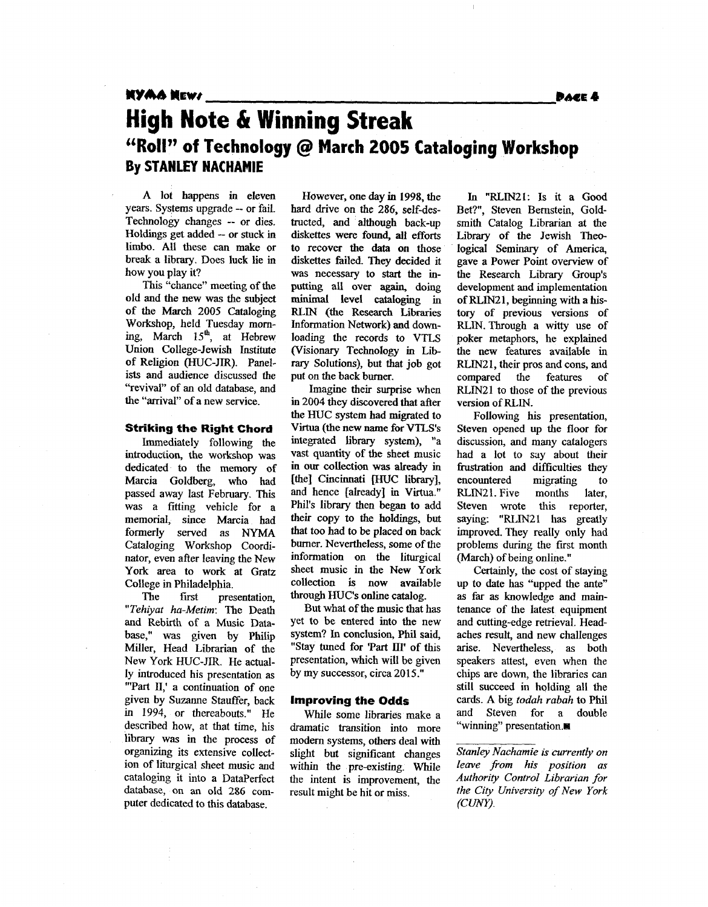# High Note & Winning Streak

## "Roll" of Technology @ March 2005 Cataloging Workshop

**By STANLEY NACHAMIE**

A lot happens in eleven years. Systems upgrade -- or fail. Technology changes -- or dies. Holdings get added -- or stuck in limbo. All these can make or break a library. Does luck lie in how you play it?

This "chance" meeting of the old and the new was the subject of the March 2005 Cataloging Workshop, held Tuesday morning, March 15th, at Hebrew Union College-Jewish Institute of Religion (HUC-JIR). Panelists and audience discussed the "revival" of an old database, and the "arrival" of a new service.

### Striking the Right Chord

Immediately following the introduction, the workshop was dedicated to the memory of Marcia Goldberg, who had passed away last February. This was a fitting vehicle for a memorial, since Marcia had formerly served as NYMA Cataloging Workshop Coordinator, even after leaving the New York area to work at Gratz College in Philadelphia.

The first presentation, "*Tehiyat ha-Metim*: The Death and Rebirth of a Music Database," was given by Philip Miller, Head Librarian of the New York HUC-JIR. He actually introduced his presentation as "'Part II,' a continuation of one given by Suzanne Stauffer, back in 1994, or thereabouts." He described how, at that time, his library was in the process of organizing its extensive collection of liturgical sheet music and cataloging it into a DataPerfect database, on an old 286 computer dedicated to this database.

However, one day in 1998, the hard drive on the 286, self-destructed, and although back-up diskettes were found, all efforts to recover the data on those diskettes failed. They decided it was necessary to start the inputting all over again, doing minimal level cataloging in RLIN (the Research Libraries Information Network) and downloading the records to VTLS (Visionary Technology in Library Solutions), but that job got put on the back burner.

Imagine their surprise when in 2004 they discovered that after the HUC system had migrated to Virtua (the new name for VTLS's integrated library system), "a vast quantity of the sheet music in our collection was already in [the] Cincinnati [HUC library], and hence [already] in Virtua." Phil's library then began to add their copy to the holdings, but that too had to be placed on back burner. Nevertheless, some of the information on the liturgical sheet music in the New York collection is now available through HUC's online catalog.

But what of the music that has yet to be entered into the new system? In conclusion, Phil said, "Stay tuned for 'Part III' of this presentation, which will be given by my successor, circa 2015."

### Improving the Odds

While some libraries make a dramatic transition into more modern systems, others deal with slight but significant changes within the pre-existing. While the intent is improvement, the result might be hit or miss.

In "RLIN21: Is it a Good Bet?", Steven Bernstein, Goldsmith Catalog Librarian at the Library of the Jewish Theological Seminary of America, gave a Power Point overview of the Research Library Group's development and implementation of RLIN21, beginning with a history of previous versions of RLIN. Through a witty use of poker metaphors, he explained the new features available in RLIN21, their pros and cons, and compared the features of RLIN21 to those of the previous version of RLIN.

Following his presentation, Steven opened up the floor for discussion, and many catalogers had a lot to say about their frustration and difficulties they encountered migrating to RLIN21. Five months later, Steven wrote this reporter, saying: "RLIN21 has greatly improved. They really only had problems during the first month (March) of being online."

Certainly, the cost of staying up to date has "upped the ante" as far as knowledge and maintenance of the latest equipment and cutting-edge retrieval. Headaches result, and new challenges arise. Nevertheless, as both speakers attest, even when the chips are down, the libraries can still succeed in holding all the cards. A big *todah rabah* to Phil and Steven for a double "winning" presentation.

---

*Stanley Nachamie is currently on leave from his position as Authority Control Librarian for the City University of New York (CUNY).*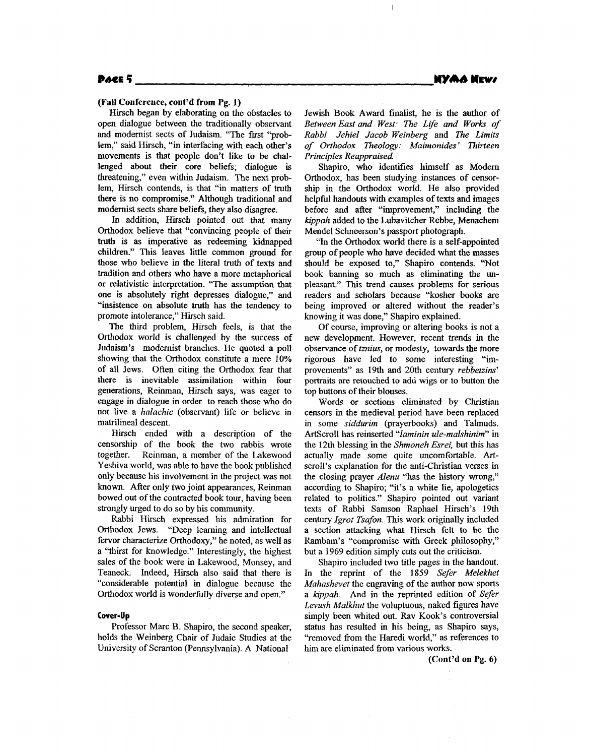**(Fall Conference, cont'd from Pg. 1)**

Hirsch began by elaborating on the obstacles to open dialogue between the traditionally observant and modernist sects of Judaism. "The first "problem," said Hirsch, "in interfacing with each other's movements is that people don't like to be challenged about their core beliefs; dialogue is threatening," even within Judaism. The next problem, Hirsch contends, is that "in matters of truth there is no compromise." Although traditional and modernist sects share beliefs, they also disagree.

In addition, Hirsch pointed out that many Orthodox believe that "convincing people of their truth is as imperative as redeeming kidnapped children." This leaves little common ground for those who believe in the literal truth of texts and tradition and others who have a more metaphorical or relativistic interpretation. "The assumption that one is absolutely right depresses dialogue," and "insistence on absolute truth has the tendency to promote intolerance," Hirsch said.

The third problem, Hirsch feels, is that the Orthodox world is challenged by the success of Judaism's modernist branches. He quoted a poll showing that the Orthodox constitute a mere 10% of all Jews. Often citing the Orthodox fear that there is inevitable assimilation within four generations, Reinman, Hirsch says, was eager to engage in dialogue in order to reach those who do not live a *halachic* (observant) life or believe in matrilineal descent.

Hirsch ended with a description of the censorship of the book the two rabbis wrote together. Reinman, a member of the Lakewood Yeshiva world, was able to have the book published only because his involvement in the project was not known. After only two joint appearances, Reinman bowed out of the contracted book tour, having been strongly urged to do so by his community.

Rabbi Hirsch expressed his admiration for Orthodox Jews. "Deep learning and intellectual fervor characterize Orthodoxy," he noted, as well as a "thirst for knowledge." Interestingly, the highest sales of the book were in Lakewood, Monsey, and Teaneck. Indeed, Hirsch also said that there is "considerable potential in dialogue because the Orthodox world is wonderfully diverse and open."

### Cover-Up

Professor Marc B. Shapiro, the second speaker, holds the Weinberg Chair of Judaic Studies at the University of Scranton (Pennsylvania). A National Jewish Book Award finalist, he is the author of *Between East and West: The Life and Works of Rabbi Jehiel Jacob Weinberg* and *The Limits of Orthodox Theology: Maimonides' Thirteen Principles Reappraised.*

Shapiro, who identifies himself as Modern Orthodox, has been studying instances of censorship in the Orthodox world. He also provided helpful handouts with examples of texts and images before and after "improvement," including the *kippah* added to the Lubavitcher Rebbe, Menachem Mendel Schneerson's passport photograph.

"In the Orthodox world there is a self-appointed group of people who have decided what the masses should be exposed to," Shapiro contends. "Not book banning so much as eliminating the unpleasant." This trend causes problems for serious readers and scholars because "kosher books are being improved or altered without the reader's knowing it was done," Shapiro explained.

Of course, improving or altering books is not a new development. However, recent trends in the observance of *tznius*, or modesty, towards the more rigorous have led to some interesting "improvements" as 19th and 20th century *rebbetzins'* portraits are retouched to add wigs or to button the top buttons of their blouses.

Words or sections eliminated by Christian censors in the medieval period have been replaced in some *siddurim* (prayerbooks) and Talmuds. ArtScroll has reinserted "*laminin ule-malshinim*" in the 12th blessing in the *Shmoneh Esrei,* but this has actually made some quite uncomfortable. Artscroll's explanation for the anti-Christian verses in the closing prayer *Alenu* "has the history wrong," according to Shapiro; "it's a white lie, apologetics related to politics." Shapiro pointed out variant texts of Rabbi Samson Raphael Hirsch's 19th century *Igrot Tsafon.* This work originally included a section attacking what Hirsch felt to be the Rambam's "compromise with Greek philosophy," but a 1969 edition simply cuts out the criticism.

Shapiro included two title pages in the handout. In the reprint of the 1859 *Sefer Melekhet Mahashevet* the engraving of the author now sports a *kippah.* And in the reprinted edition of *Sefer Levush Malkhut* the voluptuous, naked figures have simply been whited out. Rav Kook's controversial status has resulted in his being, as Shapiro says, "removed from the Haredi world," as references to him are eliminated from various works.

**(Cont'd on Pg. 6)**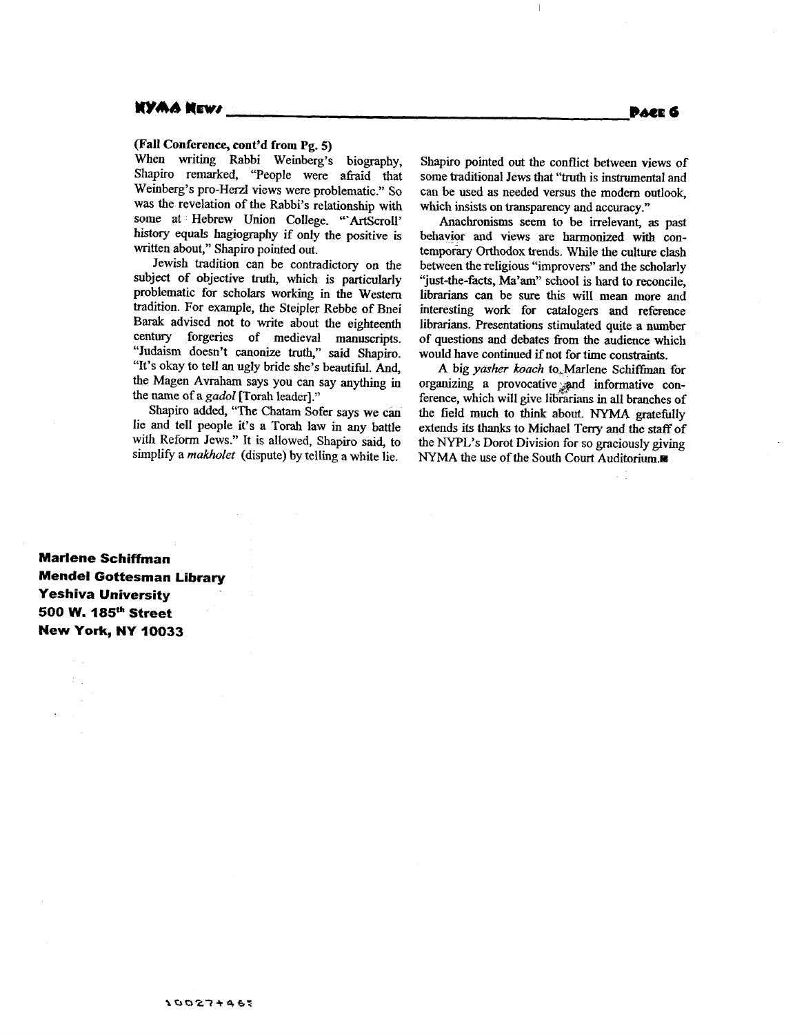**(Fall Conference, cont'd from Pg. 5)**

When writing Rabbi Weinberg's biography, Shapiro remarked, "People were afraid that Weinberg's pro-Herzl views were problematic." So was the revelation of the Rabbi's relationship with some at Hebrew Union College. "'ArtScroll' history equals hagiography if only the positive is written about," Shapiro pointed out.

Jewish tradition can be contradictory on the subject of objective truth, which is particularly problematic for scholars working in the Western tradition. For example, the Steipler Rebbe of Bnei Barak advised not to write about the eighteenth century forgeries of medieval manuscripts. "Judaism doesn't canonize truth," said Shapiro. "It's okay to tell an ugly bride she's beautiful. And, the Magen Avraham says you can say anything in the name of a *gadol* [Torah leader]."

Shapiro added, "The Chatam Sofer says we can lie and tell people it's a Torah law in any battle with Reform Jews." It is allowed, Shapiro said, to simplify a *makholet* (dispute) by telling a white lie. Shapiro pointed out the conflict between views of some traditional Jews that "truth is instrumental and can be used as needed versus the modern outlook, which insists on transparency and accuracy."

Anachronisms seem to be irrelevant, as past behavior and views are harmonized with contemporary Orthodox trends. While the culture clash between the religious "improvers" and the scholarly "just-the-facts, Ma'am" school is hard to reconcile, librarians can be sure this will mean more and interesting work for catalogers and reference librarians. Presentations stimulated quite a number of questions and debates from the audience which would have continued if not for time constraints.

A big *yasher koach* to Marlene Schiffman for organizing a provocative and informative conference, which will give librarians in all branches of the field much to think about. NYMA gratefully extends its thanks to Michael Terry and the staff of the NYPL's Dorot Division for so graciously giving NYMA the use of the South Court Auditorium.■

**Marlene Schiffman**
**Mendel Gottesman Library**
**Yeshiva University**
**500 W. 185th Street**
**New York, NY 10033**

10027+463